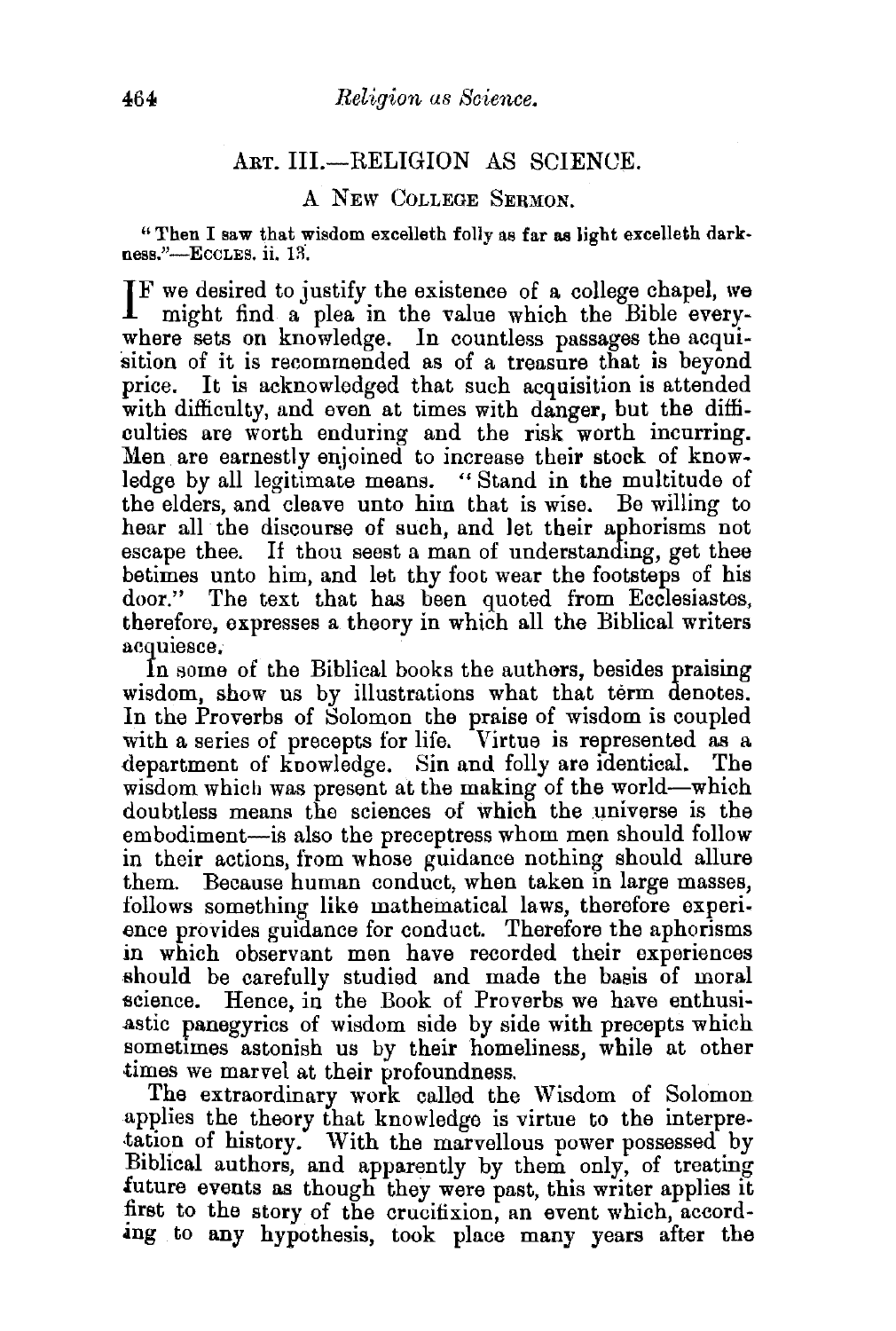## Art. III.—RELIGION AS SCIENCE.

### A New College Sermon.

"Then I saw that wisdom excelleth folly as far as light excelleth darkness."—Eccles. ii. 13.

If we desired to justify the existence of a college chapel, we might find a plea in the value which the Bible everywhere sets on knowledge. In countless passages the acquisition of it is recommended as of a treasure that is beyond price. It is acknowledged that such acquisition is attended with difficulty, and even at times with danger, but the difficulties are worth enduring and the risk worth incurring. Men are earnestly enjoined to increase their stock of knowledge by all legitimate means. "Stand in the multitude of the elders, and cleave unto him that is wise. Be willing to hear all the discourse of such, and let their aphorisms not escape thee. If thou seest a man of understanding, get thee betimes unto him, and let thy foot wear the footsteps of his door." The text that has been quoted from Ecclesiastes, therefore, expresses a theory in which all the Biblical writers acquiesce.

In some of the Biblical books the authors, besides praising wisdom, show us by illustrations what that term denotes. In the Proverbs of Solomon the praise of wisdom is coupled with a series of precepts for life. Virtue is represented as a department of knowledge. Sin and folly are identical. The wisdom which was present at the making of the world—which doubtless means the sciences of which the universe is the embodiment—is also the preceptress whom men should follow in their actions, from whose guidance nothing should allure them. Because human conduct, when taken in large masses, follows something like mathematical laws, therefore experience provides guidance for conduct. Therefore the aphorisms in which observant men have recorded their experiences should be carefully studied and made the basis of moral science. Hence, in the Book of Proverbs we have enthusiastic panegyrics of wisdom side by side with precepts which sometimes astonish us by their homeliness, while at other times we marvel at their profoundness.

The extraordinary work called the Wisdom of Solomon applies the theory that knowledge is virtue to the interpretation of history. With the marvellous power possessed by Biblical authors, and apparently by them only, of treating future events as though they were past, this writer applies it first to the story of the crucifixion, an event which, according to any hypothesis, took place many years after the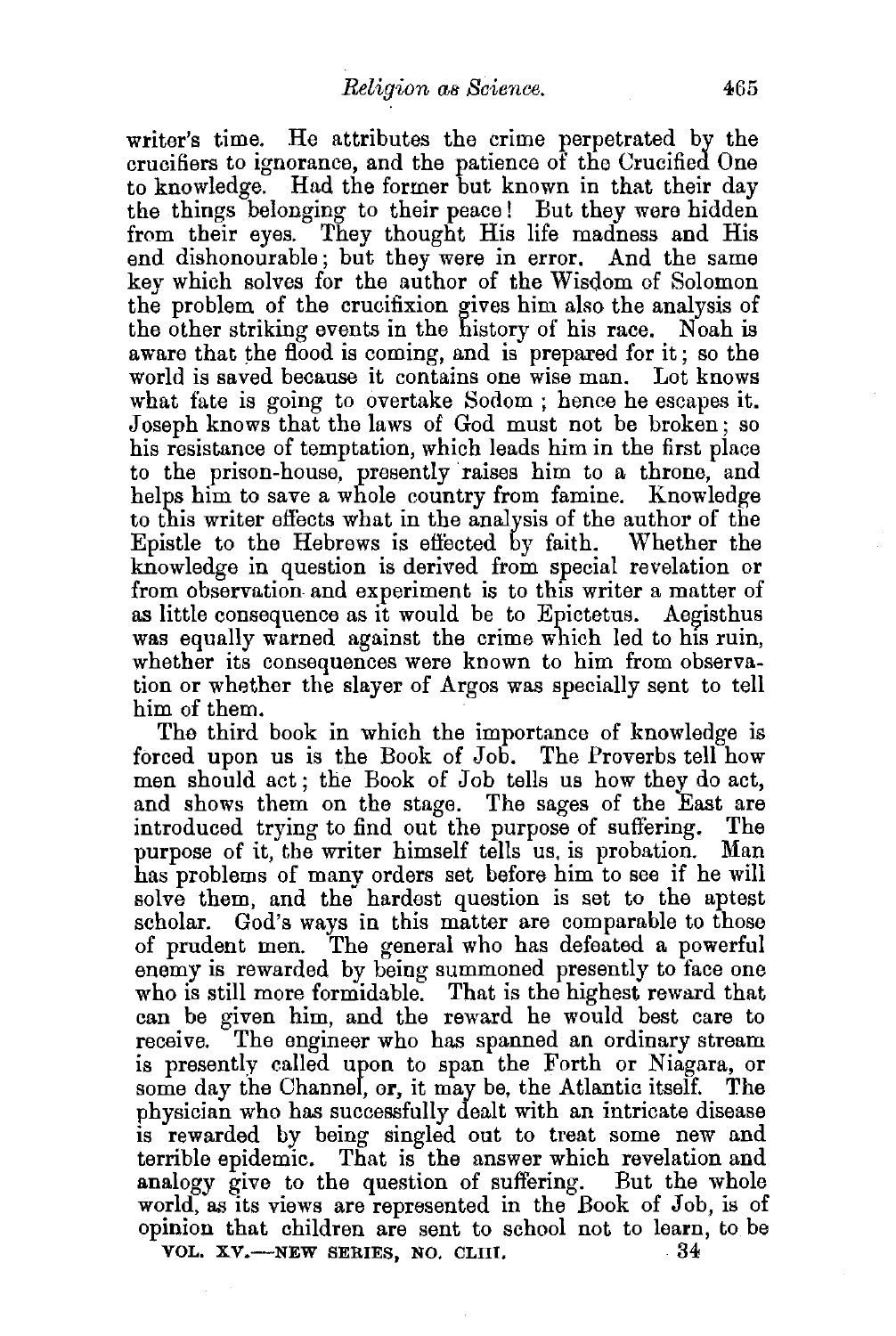writer's time. He attributes the crime perpetrated by the crucifiers to ignorance, and the patience of the Crucified One to knowledge. Had the former but known in that their day the things belonging to their peace! But they were hidden from their eyes. They thought His life madness and His end dishonourable; but they were in error. And the same key which solves for the author of the Wisdom of Solomon the problem of the crucifixion gives him also the analysis of the other striking events in the history of his race. Noah is aware that the flood is coming, and is prepared for it; so the world is saved because it contains one wise man. Lot knows what fate is going to overtake Sodom; hence he escapes it. Joseph knows that the laws of God must not be broken; so his resistance of temptation, which leads him in the first place to the prison-house, presently raises him to a throne, and helps him to save a whole country from famine. Knowledge to this writer effects what in the analysis of the author of the Epistle to the Hebrews is effected by faith. Whether the knowledge in question is derived from special revelation or from observation and experiment is to this writer a matter of as little consequence as it would be to Epictetus. Aegisthus was equally warned against the crime which led to his ruin, whether its consequences were known to him from observation or whether the slayer of Argos was specially sent to tell him of them.

The third book in which the importance of knowledge is forced upon us is the Book of Job. The Proverbs tell how men should act; the Book of Job tells us how they do act, and shows them on the stage. The sages of the East are introduced trying to find out the purpose of suffering. The purpose of it, the writer himself tells us, is probation. Man has problems of many orders set before him to see if he will solve them, and the hardest question is set to the aptest scholar. God's ways in this matter are comparable to those of prudent men. The general who has defeated a powerful enemy is rewarded by being summoned presently to face one who is still more formidable. That is the highest reward that can be given him, and the reward he would best care to receive. The engineer who has spanned an ordinary stream is presently called upon to span the Forth or Niagara, or some day the Channel, or, it may be, the Atlantic itself. The physician who has successfully dealt with an intricate disease is rewarded by being singled out to treat some new and terrible epidemic. That is the answer which revelation and analogy give to the question of suffering. But the whole world, as its views are represented in the Book of Job, is of opinion that children are sent to school not to learn, to be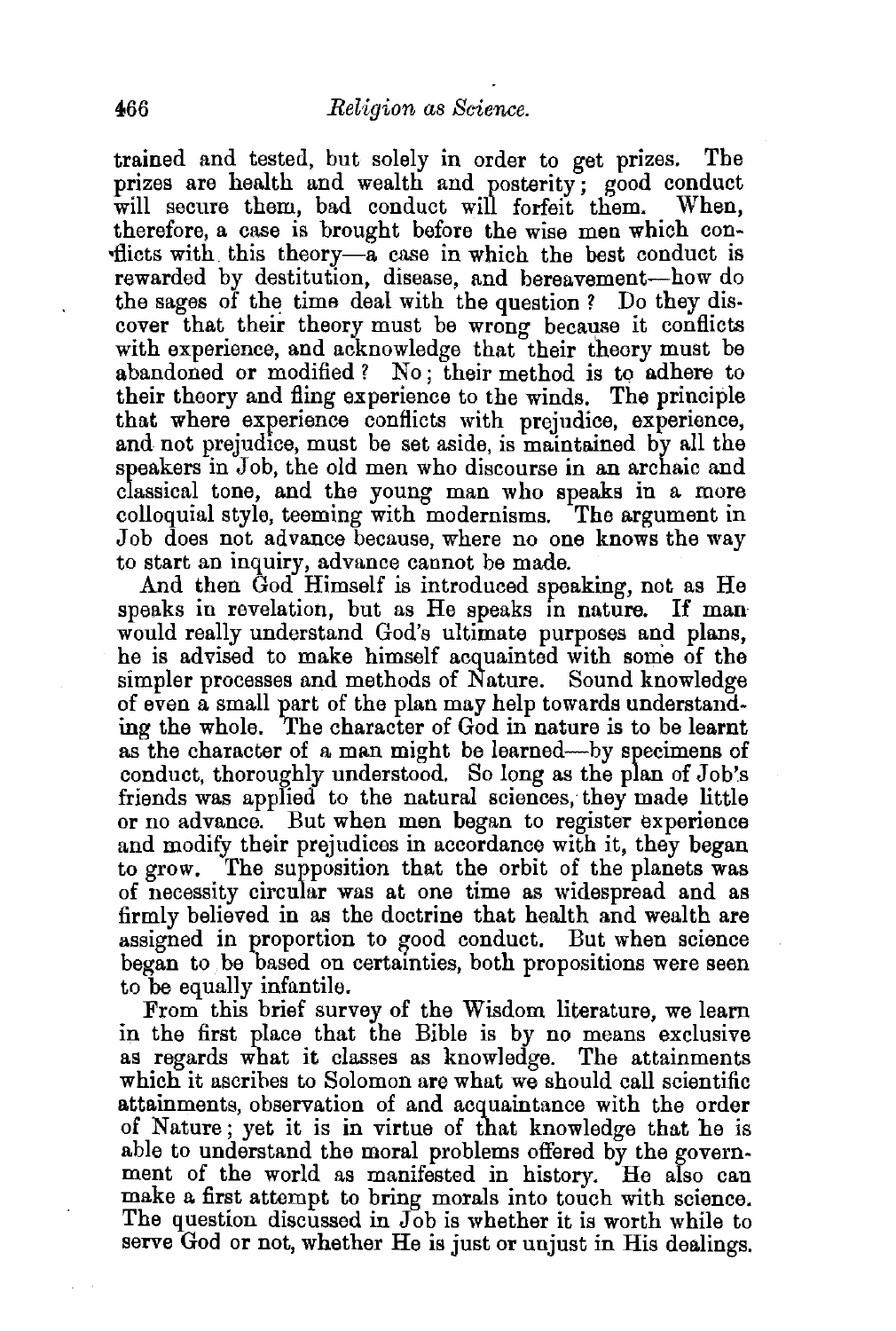trained and tested, but solely in order to get prizes. The prizes are health and wealth and posterity; good conduct will secure them, bad conduct will forfeit them. When, therefore, a case is brought before the wise men which conflicts with this theory—a case in which the best conduct is rewarded by destitution, disease, and bereavement—how do the sages of the time deal with the question? Do they discover that their theory must be wrong because it conflicts with experience, and acknowledge that their theory must be abandoned or modified? No; their method is to adhere to their theory and fling experience to the winds. The principle that where experience conflicts with prejudice, experience, and not prejudice, must be set aside, is maintained by all the speakers in Job, the old men who discourse in an archaic and classical tone, and the young man who speaks in a more colloquial style, teeming with modernisms. The argument in Job does not advance because, where no one knows the way to start an inquiry, advance cannot be made.

And then God Himself is introduced speaking, not as He speaks in revelation, but as He speaks in nature. If man would really understand God's ultimate purposes and plans, he is advised to make himself acquainted with some of the simpler processes and methods of Nature. Sound knowledge of even a small part of the plan may help towards understanding the whole. The character of God in nature is to be learnt as the character of a man might be learned—by specimens of conduct, thoroughly understood. So long as the plan of Job's friends was applied to the natural sciences, they made little or no advance. But when men began to register experience and modify their prejudices in accordance with it, they began to grow. The supposition that the orbit of the planets was of necessity circular was at one time as widespread and as firmly believed in as the doctrine that health and wealth are assigned in proportion to good conduct. But when science began to be based on certainties, both propositions were seen to be equally infantile.

From this brief survey of the Wisdom literature, we learn in the first place that the Bible is by no means exclusive as regards what it classes as knowledge. The attainments which it ascribes to Solomon are what we should call scientific attainments, observation of and acquaintance with the order of Nature; yet it is in virtue of that knowledge that he is able to understand the moral problems offered by the government of the world as manifested in history. He also can make a first attempt to bring morals into touch with science. The question discussed in Job is whether it is worth while to serve God or not, whether He is just or unjust in His dealings.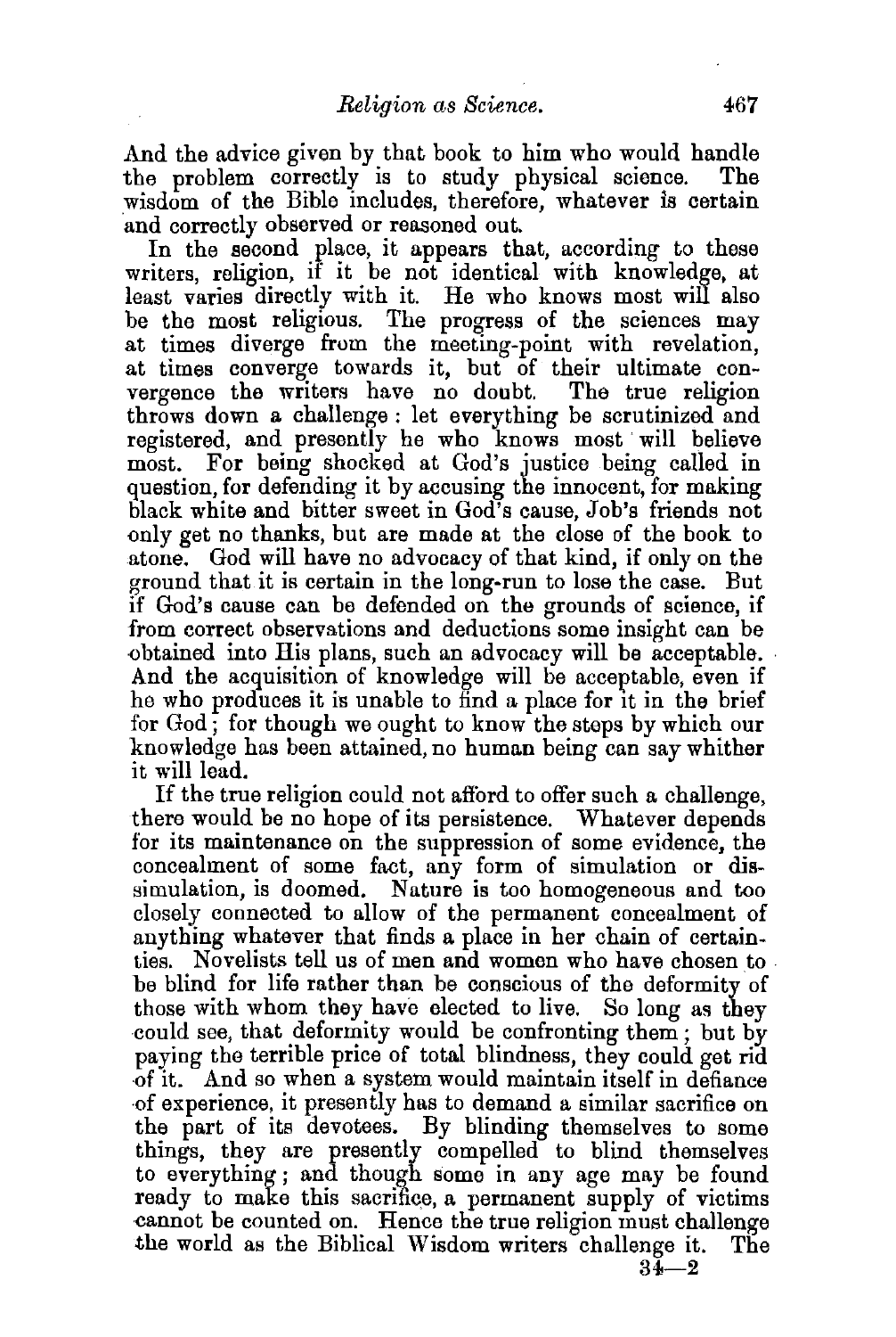And the advice given by that book to him who would handle the problem correctly is to study physical science. The wisdom of the Bible includes, therefore, whatever is certain and correctly observed or reasoned out.

In the second place, it appears that, according to these writers, religion, if it be not identical with knowledge, at least varies directly with it. He who knows most will also be the most religious. The progress of the sciences may at times diverge from the meeting-point with revelation, at times converge towards it, but of their ultimate convergence the writers have no doubt. The true religion throws down a challenge: let everything be scrutinized and registered, and presently he who knows most will believe most. For being shocked at God's justice being called in question, for defending it by accusing the innocent, for making black white and bitter sweet in God's cause, Job's friends not only get no thanks, but are made at the close of the book to atone. God will have no advocacy of that kind, if only on the ground that it is certain in the long-run to lose the case. But if God's cause can be defended on the grounds of science, if from correct observations and deductions some insight can be obtained into His plans, such an advocacy will be acceptable. And the acquisition of knowledge will be acceptable, even if he who produces it is unable to find a place for it in the brief for God; for though we ought to know the steps by which our knowledge has been attained, no human being can say whither it will lead.

If the true religion could not afford to offer such a challenge, there would be no hope of its persistence. Whatever depends for its maintenance on the suppression of some evidence, the concealment of some fact, any form of simulation or dissimulation, is doomed. Nature is too homogeneous and too closely connected to allow of the permanent concealment of anything whatever that finds a place in her chain of certainties. Novelists tell us of men and women who have chosen to be blind for life rather than be conscious of the deformity of those with whom they have elected to live. So long as they could see, that deformity would be confronting them; but by paying the terrible price of total blindness, they could get rid of it. And so when a system would maintain itself in defiance of experience, it presently has to demand a similar sacrifice on the part of its devotees. By blinding themselves to some things, they are presently compelled to blind themselves to everything; and though some in any age may be found ready to make this sacrifice, a permanent supply of victims cannot be counted on. Hence the true religion must challenge the world as the Biblical Wisdom writers challenge it. The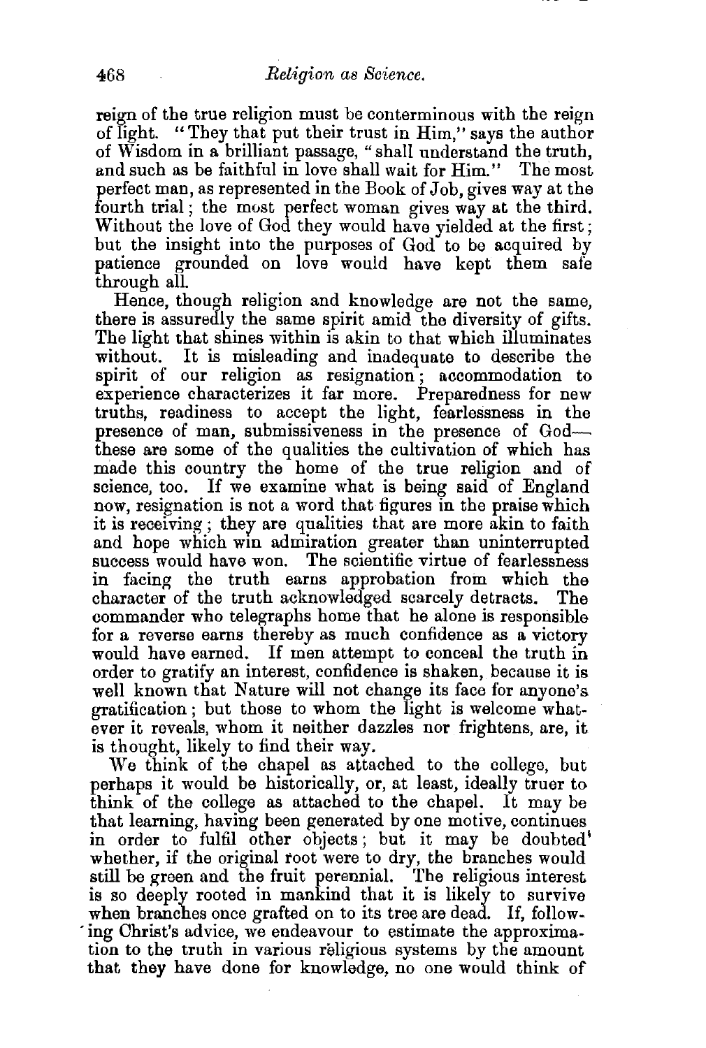reign of the true religion must be conterminous with the reign of light. "They that put their trust in Him," says the author of Wisdom in a brilliant passage, "shall understand the truth, and such as be faithful in love shall wait for Him." The most perfect man, as represented in the Book of Job, gives way at the fourth trial; the most perfect woman gives way at the third. Without the love of God they would have yielded at the first; but the insight into the purposes of God to be acquired by patience grounded on love would have kept them safe through all.

Hence, though religion and knowledge are not the same, there is assuredly the same spirit amid the diversity of gifts. The light that shines within is akin to that which illuminates without. It is misleading and inadequate to describe the spirit of our religion as resignation; accommodation to experience characterizes it far more. Preparedness for new truths, readiness to accept the light, fearlessness in the presence of man, submissiveness in the presence of God—these are some of the qualities the cultivation of which has made this country the home of the true religion and of science, too. If we examine what is being said of England now, resignation is not a word that figures in the praise which it is receiving; they are qualities that are more akin to faith and hope which win admiration greater than uninterrupted success would have won. The scientific virtue of fearlessness in facing the truth earns approbation from which the character of the truth acknowledged scarcely detracts. The commander who telegraphs home that he alone is responsible for a reverse earns thereby as much confidence as a victory would have earned. If men attempt to conceal the truth in order to gratify an interest, confidence is shaken, because it is well known that Nature will not change its face for anyone's gratification; but those to whom the light is welcome whatever it reveals, whom it neither dazzles nor frightens, are, it is thought, likely to find their way.

We think of the chapel as attached to the college, but perhaps it would be historically, or, at least, ideally truer to think of the college as attached to the chapel. It may be that learning, having been generated by one motive, continues in order to fulfil other objects; but it may be doubted whether, if the original root were to dry, the branches would still be green and the fruit perennial. The religious interest is so deeply rooted in mankind that it is likely to survive when branches once grafted on to its tree are dead. If, following Christ's advice, we endeavour to estimate the approximation to the truth in various religious systems by the amount that they have done for knowledge, no one would think of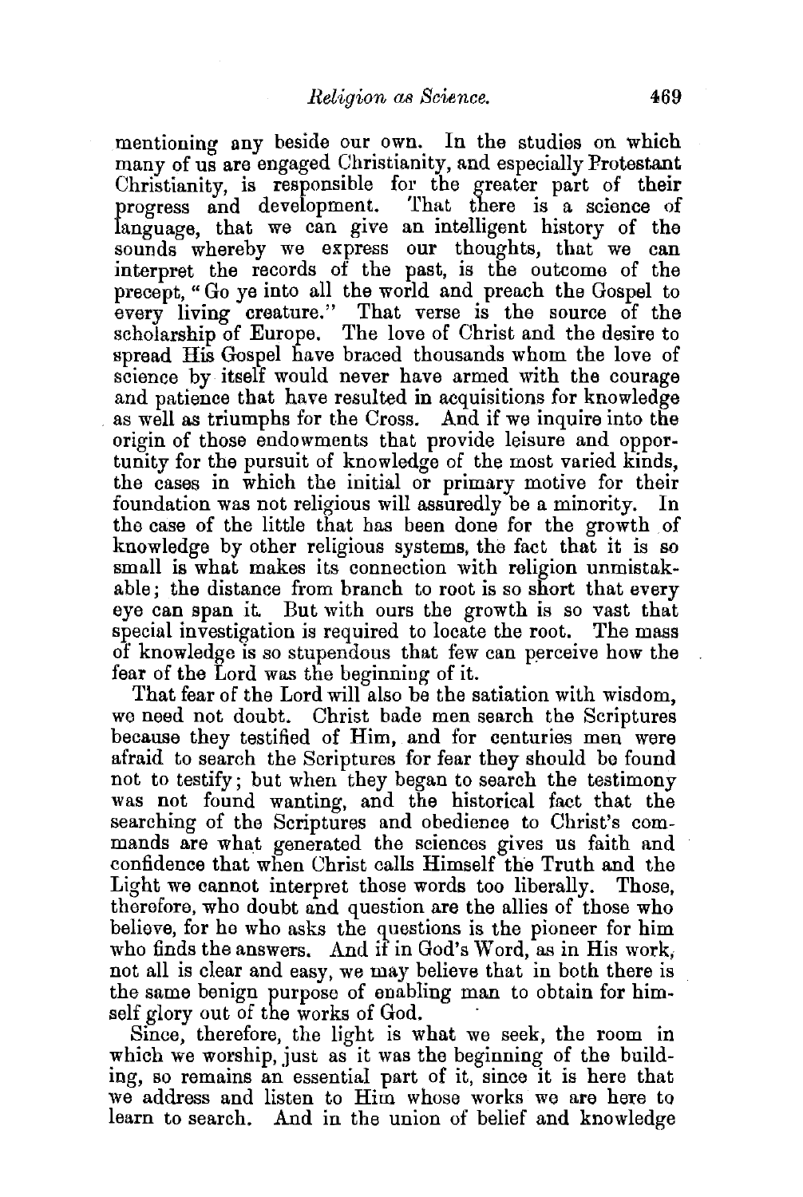mentioning any beside our own. In the studies on which many of us are engaged Christianity, and especially Protestant Christianity, is responsible for the greater part of their progress and development. That there is a science of language, that we can give an intelligent history of the sounds whereby we express our thoughts, that we can interpret the records of the past, is the outcome of the precept, "Go ye into all the world and preach the Gospel to every living creature." That verse is the source of the scholarship of Europe. The love of Christ and the desire to spread His Gospel have braced thousands whom the love of science by itself would never have armed with the courage and patience that have resulted in acquisitions for knowledge as well as triumphs for the Cross. And if we inquire into the origin of those endowments that provide leisure and opportunity for the pursuit of knowledge of the most varied kinds, the cases in which the initial or primary motive for their foundation was not religious will assuredly be a minority. In the case of the little that has been done for the growth of knowledge by other religious systems, the fact that it is so small is what makes its connection with religion unmistakable; the distance from branch to root is so short that every eye can span it. But with ours the growth is so vast that special investigation is required to locate the root. The mass of knowledge is so stupendous that few can perceive how the fear of the Lord was the beginning of it.

That fear of the Lord will also be the satiation with wisdom, we need not doubt. Christ bade men search the Scriptures because they testified of Him, and for centuries men were afraid to search the Scriptures for fear they should be found not to testify; but when they began to search the testimony was not found wanting, and the historical fact that the searching of the Scriptures and obedience to Christ's commands are what generated the sciences gives us faith and confidence that when Christ calls Himself the Truth and the Light we cannot interpret those words too liberally. Those, therefore, who doubt and question are the allies of those who believe, for he who asks the questions is the pioneer for him who finds the answers. And if in God's Word, as in His work, not all is clear and easy, we may believe that in both there is the same benign purpose of enabling man to obtain for himself glory out of the works of God.

Since, therefore, the light is what we seek, the room in which we worship, just as it was the beginning of the building, so remains an essential part of it, since it is here that we address and listen to Him whose works we are here to learn to search. And in the union of belief and knowledge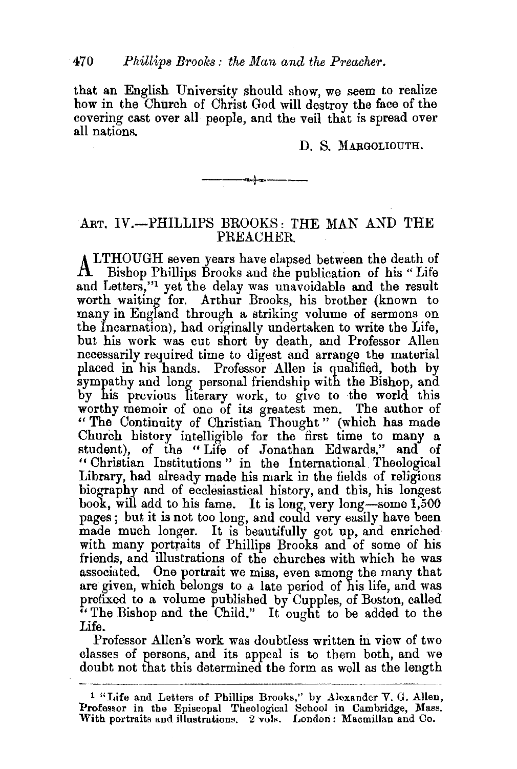that an English University should show, we seem to realize how in the Church of Christ God will destroy the face of the covering cast over all people, and the veil that is spread over all nations.

D. S. MARGOLIOUTH.

---

## ART. IV.—PHILLIPS BROOKS: THE MAN AND THE PREACHER.

ALTHOUGH seven years have elapsed between the death of Bishop Phillips Brooks and the publication of his "Life and Letters,"[1] yet the delay was unavoidable and the result worth waiting for. Arthur Brooks, his brother (known to many in England through a striking volume of sermons on the Incarnation), had originally undertaken to write the Life, but his work was cut short by death, and Professor Allen necessarily required time to digest and arrange the material placed in his hands. Professor Allen is qualified, both by sympathy and long personal friendship with the Bishop, and by his previous literary work, to give to the world this worthy memoir of one of its greatest men. The author of "The Continuity of Christian Thought" (which has made Church history intelligible for the first time to many a student), of the "Life of Jonathan Edwards," and of "Christian Institutions" in the International Theological Library, had already made his mark in the fields of religious biography and of ecclesiastical history, and this, his longest book, will add to his fame. It is long, very long—some 1,500 pages; but it is not too long, and could very easily have been made much longer. It is beautifully got up, and enriched with many portraits of Phillips Brooks and of some of his friends, and illustrations of the churches with which he was associated. One portrait we miss, even among the many that are given, which belongs to a late period of his life, and was prefixed to a volume published by Cupples, of Boston, called "The Bishop and the Child." It ought to be added to the Life.

Professor Allen's work was doubtless written in view of two classes of persons, and its appeal is to them both, and we doubt not that this determined the form as well as the length

---

[1] "Life and Letters of Phillips Brooks," by Alexander V. G. Allen, Professor in the Episcopal Theological School in Cambridge, Mass. With portraits and illustrations. 2 vols. London: Macmillan and Co.